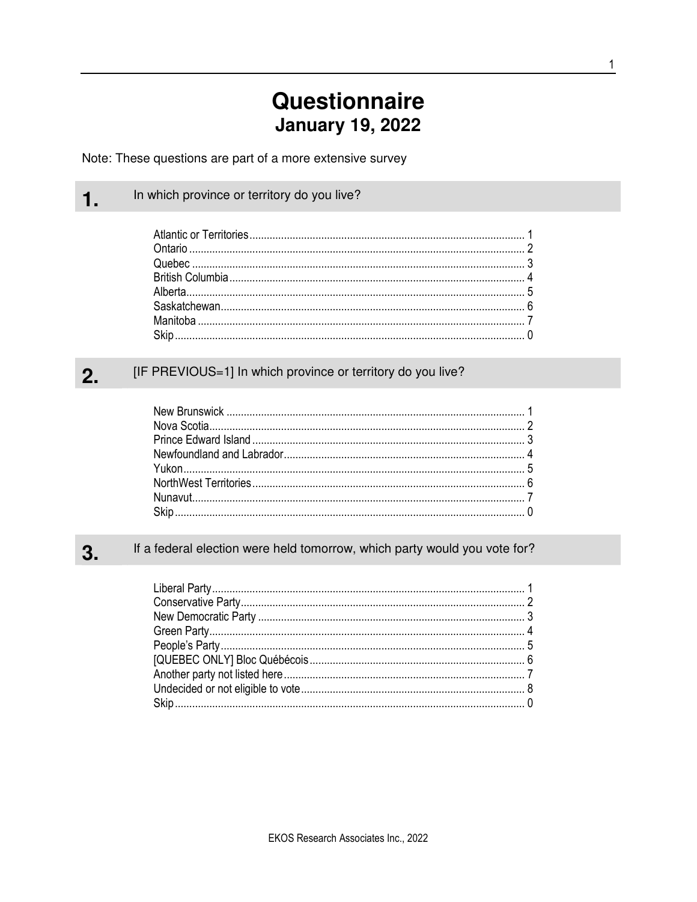# Questionnaire

## January 19, 2022

Note: These questions are part of a more extensive survey

### 1. In which province or territory do you live?

| | |
|---|---|
| Atlantic or Territories | 1 |
| Ontario | 2 |
| Quebec | 3 |
| British Columbia | 4 |
| Alberta | 5 |
| Saskatchewan | 6 |
| Manitoba | 7 |
| Skip | 0 |

### 2. [IF PREVIOUS=1] In which province or territory do you live?

| | |
|---|---|
| New Brunswick | 1 |
| Nova Scotia | 2 |
| Prince Edward Island | 3 |
| Newfoundland and Labrador | 4 |
| Yukon | 5 |
| NorthWest Territories | 6 |
| Nunavut | 7 |
| Skip | 0 |

### 3. If a federal election were held tomorrow, which party would you vote for?

| | |
|---|---|
| Liberal Party | 1 |
| Conservative Party | 2 |
| New Democratic Party | 3 |
| Green Party | 4 |
| People's Party | 5 |
| [QUEBEC ONLY] Bloc Québécois | 6 |
| Another party not listed here | 7 |
| Undecided or not eligible to vote | 8 |
| Skip | 0 |

EKOS Research Associates Inc., 2022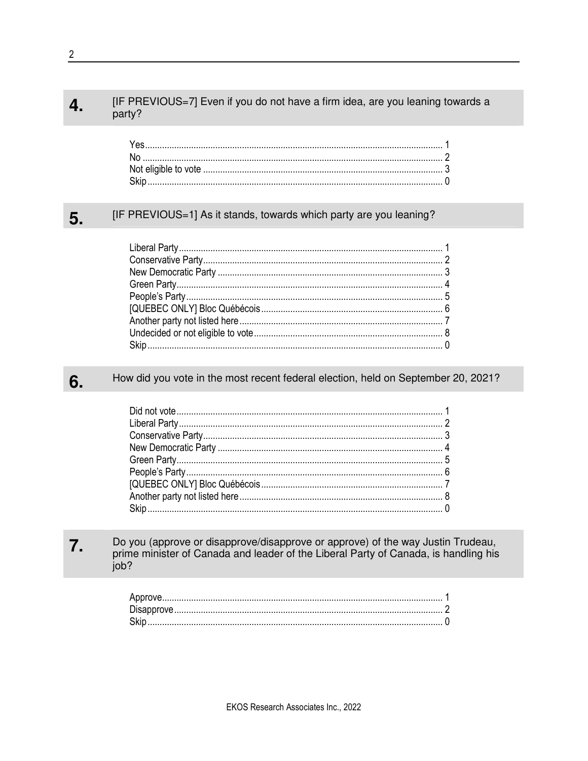## 4. [IF PREVIOUS=7] Even if you do not have a firm idea, are you leaning towards a party?

| | |
|---|---|
| Yes | 1 |
| No | 2 |
| Not eligible to vote | 3 |
| Skip | 0 |

## 5. [IF PREVIOUS=1] As it stands, towards which party are you leaning?

| | |
|---|---|
| Liberal Party | 1 |
| Conservative Party | 2 |
| New Democratic Party | 3 |
| Green Party | 4 |
| People's Party | 5 |
| [QUEBEC ONLY] Bloc Québécois | 6 |
| Another party not listed here | 7 |
| Undecided or not eligible to vote | 8 |
| Skip | 0 |

## 6. How did you vote in the most recent federal election, held on September 20, 2021?

| | |
|---|---|
| Did not vote | 1 |
| Liberal Party | 2 |
| Conservative Party | 3 |
| New Democratic Party | 4 |
| Green Party | 5 |
| People's Party | 6 |
| [QUEBEC ONLY] Bloc Québécois | 7 |
| Another party not listed here | 8 |
| Skip | 0 |

## 7. Do you (approve or disapprove/disapprove or approve) of the way Justin Trudeau, prime minister of Canada and leader of the Liberal Party of Canada, is handling his job?

| | |
|---|---|
| Approve | 1 |
| Disapprove | 2 |
| Skip | 0 |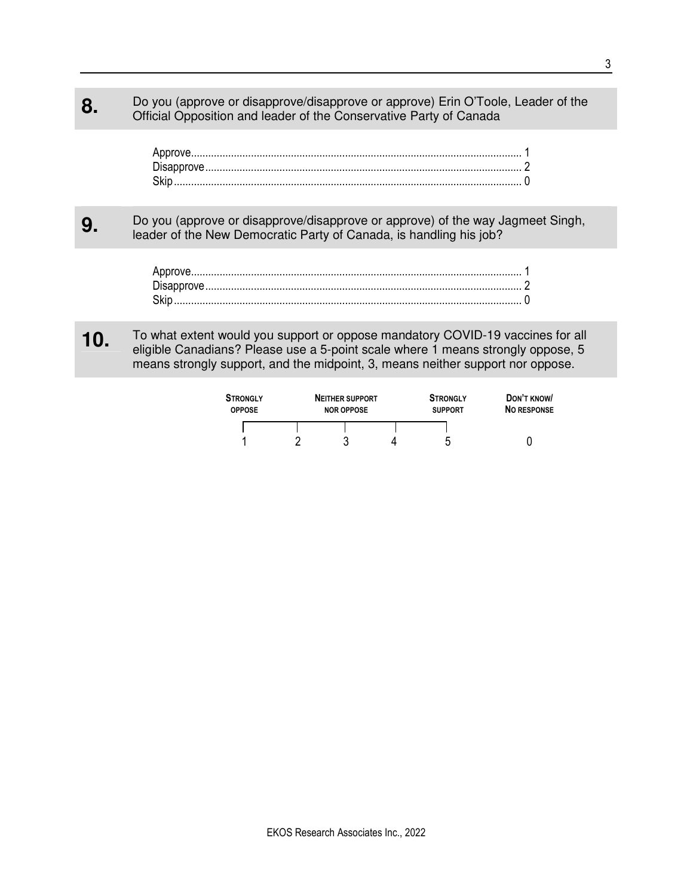**8.** Do you (approve or disapprove/disapprove or approve) Erin O'Toole, Leader of the Official Opposition and leader of the Conservative Party of Canada

| | |
|---|---|
| Approve | 1 |
| Disapprove | 2 |
| Skip | 0 |

**9.** Do you (approve or disapprove/disapprove or approve) of the way Jagmeet Singh, leader of the New Democratic Party of Canada, is handling his job?

| | |
|---|---|
| Approve | 1 |
| Disapprove | 2 |
| Skip | 0 |

**10.** To what extent would you support or oppose mandatory COVID-19 vaccines for all eligible Canadians? Please use a 5-point scale where 1 means strongly oppose, 5 means strongly support, and the midpoint, 3, means neither support nor oppose.

| STRONGLY OPPOSE | | NEITHER SUPPORT NOR OPPOSE | | STRONGLY SUPPORT | DON'T KNOW/ NO RESPONSE |
|---|---|---|---|---|---|
| 1 | 2 | 3 | 4 | 5 | 0 |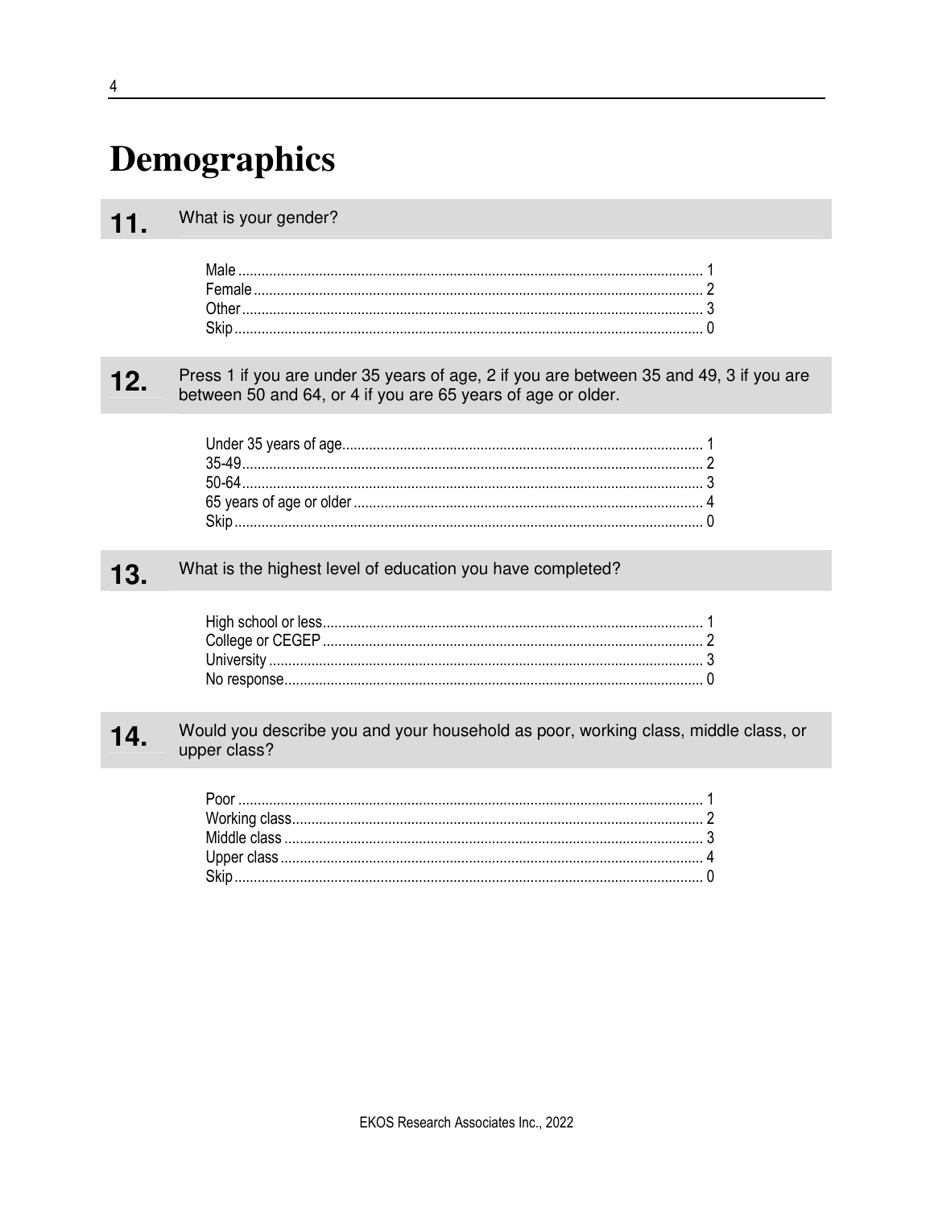# Demographics

## 11. What is your gender?

| | |
|---|---|
| Male | 1 |
| Female | 2 |
| Other | 3 |
| Skip | 0 |

## 12. Press 1 if you are under 35 years of age, 2 if you are between 35 and 49, 3 if you are between 50 and 64, or 4 if you are 65 years of age or older.

| | |
|---|---|
| Under 35 years of age | 1 |
| 35-49 | 2 |
| 50-64 | 3 |
| 65 years of age or older | 4 |
| Skip | 0 |

## 13. What is the highest level of education you have completed?

| | |
|---|---|
| High school or less | 1 |
| College or CEGEP | 2 |
| University | 3 |
| No response | 0 |

## 14. Would you describe you and your household as poor, working class, middle class, or upper class?

| | |
|---|---|
| Poor | 1 |
| Working class | 2 |
| Middle class | 3 |
| Upper class | 4 |
| Skip | 0 |

EKOS Research Associates Inc., 2022